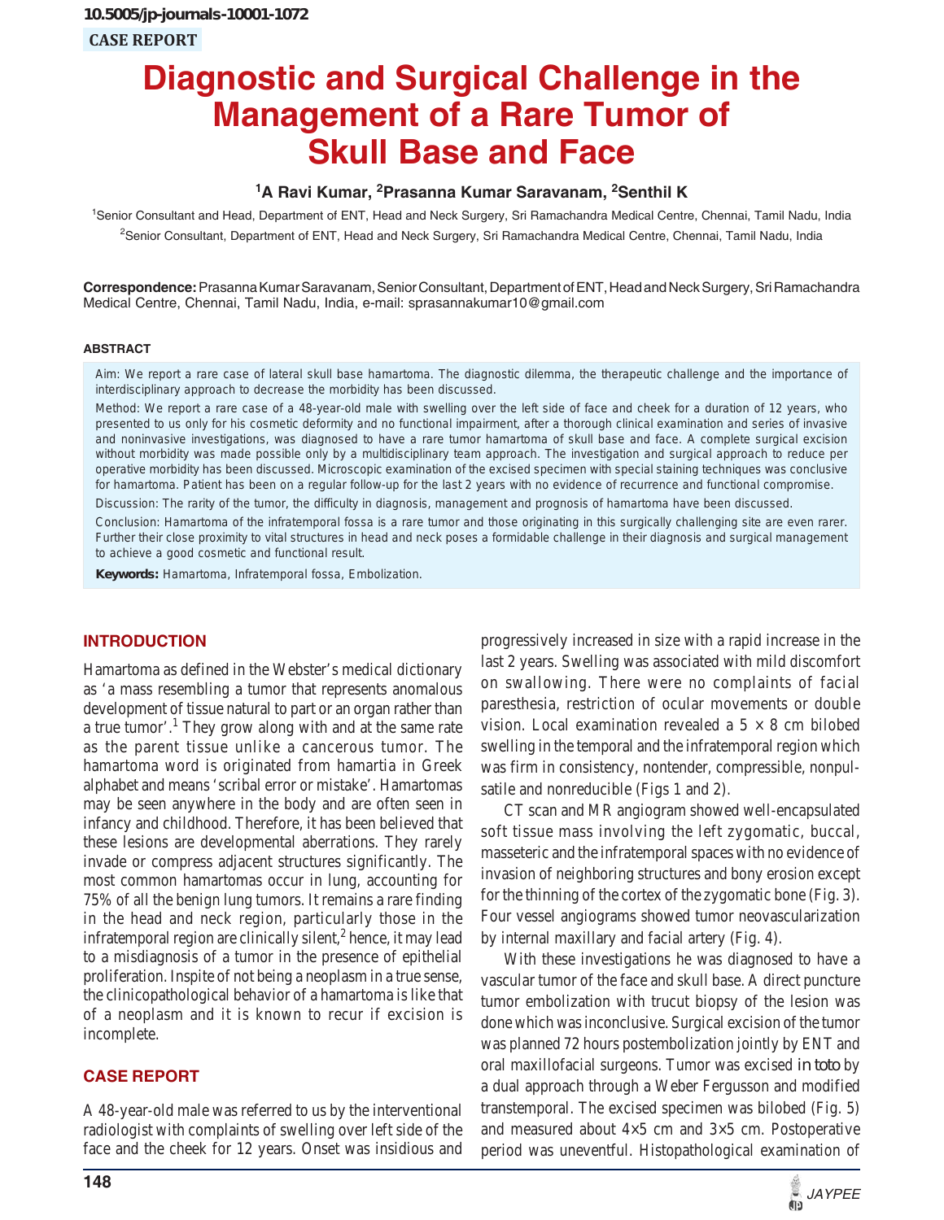10.5005/jp-journals-10001-1072

CASE REPORT

# Diagnostic and Surgical Challenge in the Management of a Rare Tumor of Skull Base and Face

**[1]A Ravi Kumar, [2]Prasanna Kumar Saravanam, [2]Senthil K**

[1]Senior Consultant and Head, Department of ENT, Head and Neck Surgery, Sri Ramachandra Medical Centre, Chennai, Tamil Nadu, India

[2]Senior Consultant, Department of ENT, Head and Neck Surgery, Sri Ramachandra Medical Centre, Chennai, Tamil Nadu, India

**Correspondence:** Prasanna Kumar Saravanam, Senior Consultant, Department of ENT, Head and Neck Surgery, Sri Ramachandra Medical Centre, Chennai, Tamil Nadu, India, e-mail: sprasannakumar10@gmail.com

## ABSTRACT

Aim: We report a rare case of lateral skull base hamartoma. The diagnostic dilemma, the therapeutic challenge and the importance of interdisciplinary approach to decrease the morbidity has been discussed.

Method: We report a rare case of a 48-year-old male with swelling over the left side of face and cheek for a duration of 12 years, who presented to us only for his cosmetic deformity and no functional impairment, after a thorough clinical examination and series of invasive and noninvasive investigations, was diagnosed to have a rare tumor hamartoma of skull base and face. A complete surgical excision without morbidity was made possible only by a multidisciplinary team approach. The investigation and surgical approach to reduce per operative morbidity has been discussed. Microscopic examination of the excised specimen with special staining techniques was conclusive for hamartoma. Patient has been on a regular follow-up for the last 2 years with no evidence of recurrence and functional compromise.

Discussion: The rarity of the tumor, the difficulty in diagnosis, management and prognosis of hamartoma have been discussed.

Conclusion: Hamartoma of the infratemporal fossa is a rare tumor and those originating in this surgically challenging site are even rarer. Further their close proximity to vital structures in head and neck poses a formidable challenge in their diagnosis and surgical management to achieve a good cosmetic and functional result.

**Keywords:** Hamartoma, Infratemporal fossa, Embolization.

## INTRODUCTION

Hamartoma as defined in the Webster's medical dictionary as 'a mass resembling a tumor that represents anomalous development of tissue natural to part or an organ rather than a true tumor'.[1] They grow along with and at the same rate as the parent tissue unlike a cancerous tumor. The hamartoma word is originated from hamartia in Greek alphabet and means 'scribal error or mistake'. Hamartomas may be seen anywhere in the body and are often seen in infancy and childhood. Therefore, it has been believed that these lesions are developmental aberrations. They rarely invade or compress adjacent structures significantly. The most common hamartomas occur in lung, accounting for 75% of all the benign lung tumors. It remains a rare finding in the head and neck region, particularly those in the infratemporal region are clinically silent,[2] hence, it may lead to a misdiagnosis of a tumor in the presence of epithelial proliferation. Inspite of not being a neoplasm in a true sense, the clinicopathological behavior of a hamartoma is like that of a neoplasm and it is known to recur if excision is incomplete.

## CASE REPORT

A 48-year-old male was referred to us by the interventional radiologist with complaints of swelling over left side of the face and the cheek for 12 years. Onset was insidious and progressively increased in size with a rapid increase in the last 2 years. Swelling was associated with mild discomfort on swallowing. There were no complaints of facial paresthesia, restriction of ocular movements or double vision. Local examination revealed a 5 × 8 cm bilobed swelling in the temporal and the infratemporal region which was firm in consistency, nontender, compressible, nonpulsatile and nonreducible (Figs 1 and 2).

CT scan and MR angiogram showed well-encapsulated soft tissue mass involving the left zygomatic, buccal, masseteric and the infratemporal spaces with no evidence of invasion of neighboring structures and bony erosion except for the thinning of the cortex of the zygomatic bone (Fig. 3). Four vessel angiograms showed tumor neovascularization by internal maxillary and facial artery (Fig. 4).

With these investigations he was diagnosed to have a vascular tumor of the face and skull base. A direct puncture tumor embolization with trucut biopsy of the lesion was done which was inconclusive. Surgical excision of the tumor was planned 72 hours postembolization jointly by ENT and oral maxillofacial surgeons. Tumor was excised *in toto* by a dual approach through a Weber Fergusson and modified transtemporal. The excised specimen was bilobed (Fig. 5) and measured about 4×5 cm and 3×5 cm. Postoperative period was uneventful. Histopathological examination of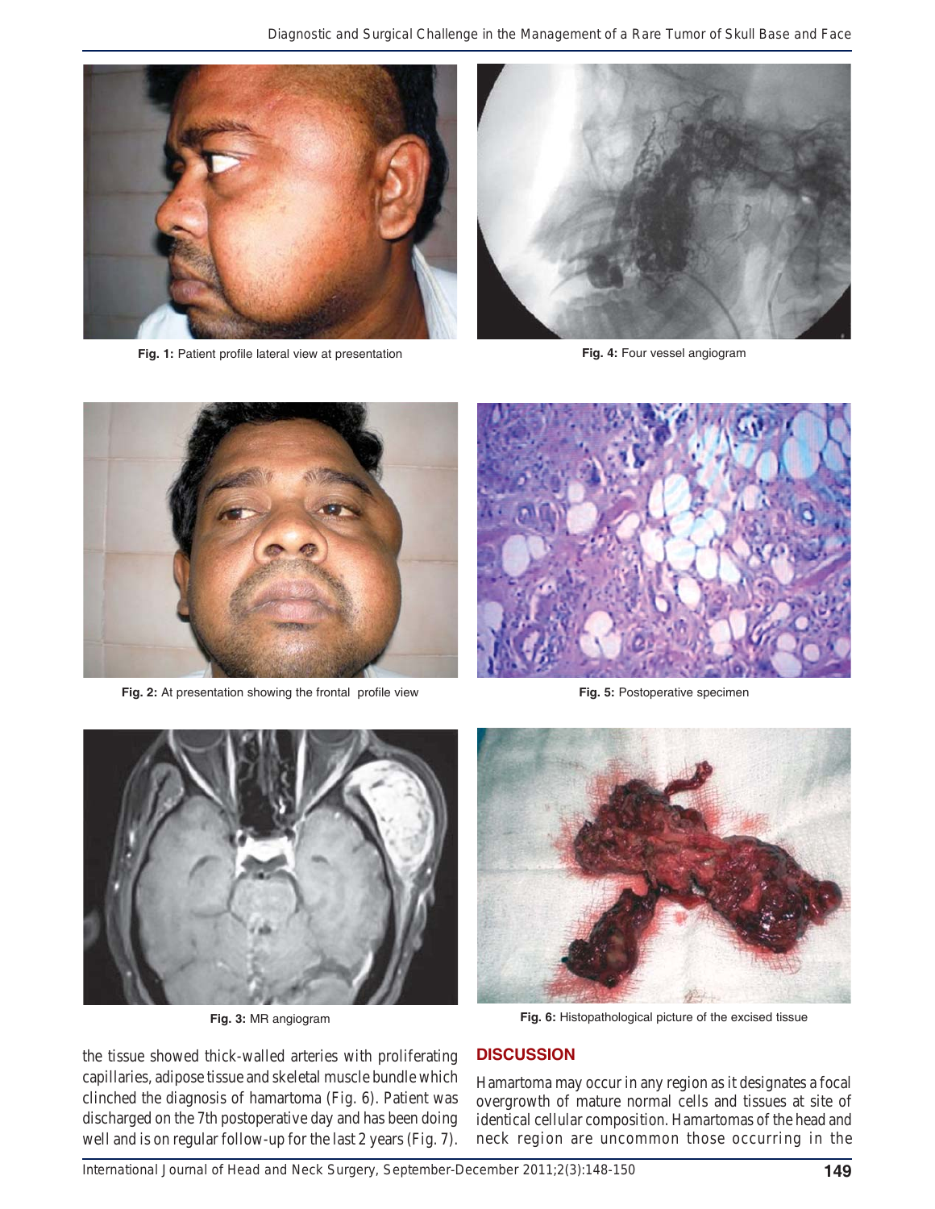Fig. 1: Patient profile lateral view at presentation

Fig. 4: Four vessel angiogram

Fig. 2: At presentation showing the frontal profile view

Fig. 5: Postoperative specimen

Fig. 3: MR angiogram

Fig. 6: Histopathological picture of the excised tissue

the tissue showed thick-walled arteries with proliferating capillaries, adipose tissue and skeletal muscle bundle which clinched the diagnosis of hamartoma (Fig. 6). Patient was discharged on the 7th postoperative day and has been doing well and is on regular follow-up for the last 2 years (Fig. 7).

## DISCUSSION

Hamartoma may occur in any region as it designates a focal overgrowth of mature normal cells and tissues at site of identical cellular composition. Hamartomas of the head and neck region are uncommon those occurring in the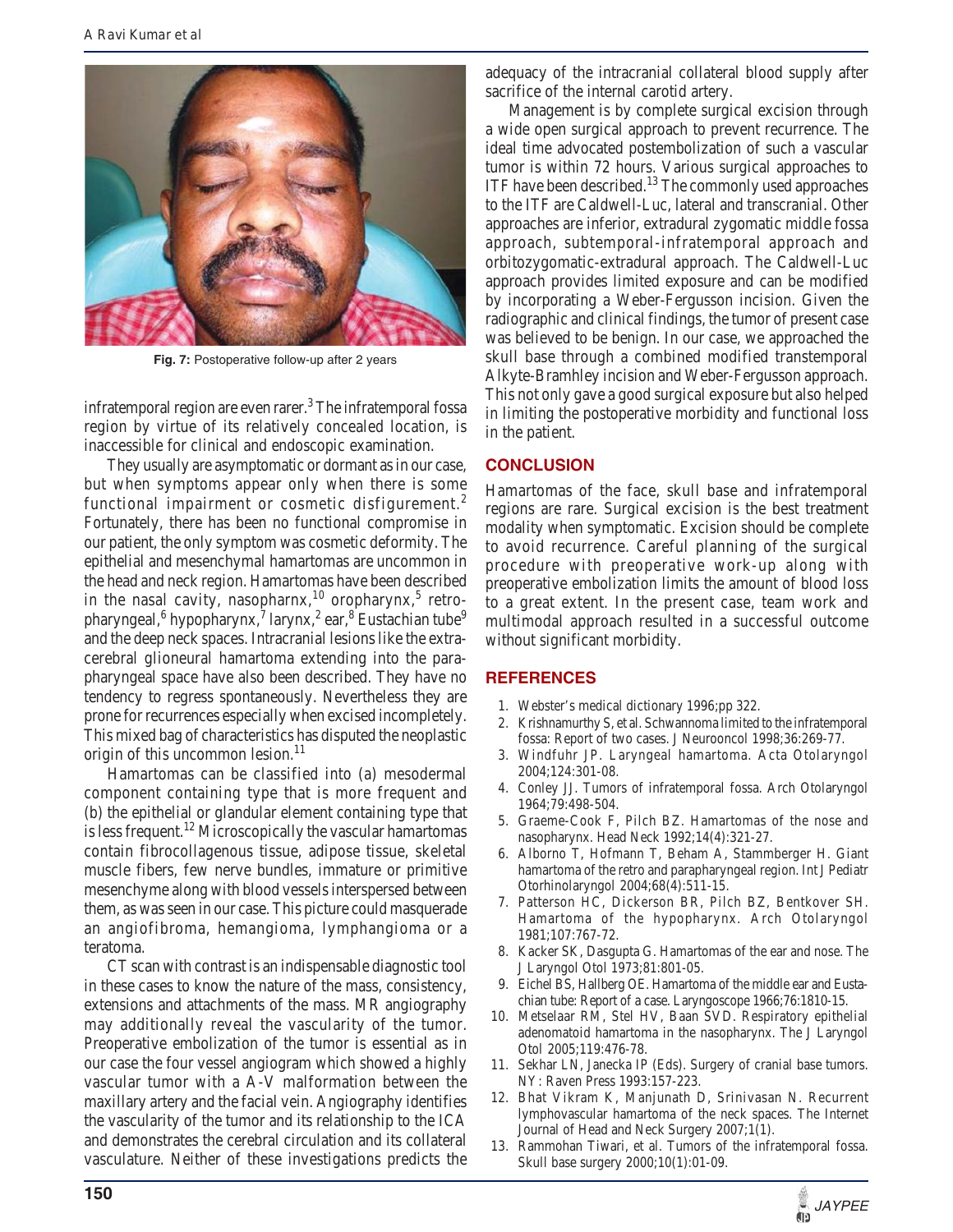Fig. 7: Postoperative follow-up after 2 years

infratemporal region are even rarer.[3] The infratemporal fossa region by virtue of its relatively concealed location, is inaccessible for clinical and endoscopic examination.

They usually are asymptomatic or dormant as in our case, but when symptoms appear only when there is some functional impairment or cosmetic disfigurement.[2] Fortunately, there has been no functional compromise in our patient, the only symptom was cosmetic deformity. The epithelial and mesenchymal hamartomas are uncommon in the head and neck region. Hamartomas have been described in the nasal cavity, nasopharnx,[10] oropharynx,[5] retropharyngeal,[6] hypopharynx,[7] larynx,[2] ear,[8] Eustachian tube[9] and the deep neck spaces. Intracranial lesions like the extracerebral glioneural hamartoma extending into the parapharyngeal space have also been described. They have no tendency to regress spontaneously. Nevertheless they are prone for recurrences especially when excised incompletely. This mixed bag of characteristics has disputed the neoplastic origin of this uncommon lesion.[11]

Hamartomas can be classified into (a) mesodermal component containing type that is more frequent and (b) the epithelial or glandular element containing type that is less frequent.[12] Microscopically the vascular hamartomas contain fibrocollagenous tissue, adipose tissue, skeletal muscle fibers, few nerve bundles, immature or primitive mesenchyme along with blood vessels interspersed between them, as was seen in our case. This picture could masquerade an angiofibroma, hemangioma, lymphangioma or a teratoma.

CT scan with contrast is an indispensable diagnostic tool in these cases to know the nature of the mass, consistency, extensions and attachments of the mass. MR angiography may additionally reveal the vascularity of the tumor. Preoperative embolization of the tumor is essential as in our case the four vessel angiogram which showed a highly vascular tumor with a A-V malformation between the maxillary artery and the facial vein. Angiography identifies the vascularity of the tumor and its relationship to the ICA and demonstrates the cerebral circulation and its collateral vasculature. Neither of these investigations predicts the adequacy of the intracranial collateral blood supply after sacrifice of the internal carotid artery.

Management is by complete surgical excision through a wide open surgical approach to prevent recurrence. The ideal time advocated postembolization of such a vascular tumor is within 72 hours. Various surgical approaches to ITF have been described.[13] The commonly used approaches to the ITF are Caldwell-Luc, lateral and transcranial. Other approaches are inferior, extradural zygomatic middle fossa approach, subtemporal-infratemporal approach and orbitozygomatic-extradural approach. The Caldwell-Luc approach provides limited exposure and can be modified by incorporating a Weber-Fergusson incision. Given the radiographic and clinical findings, the tumor of present case was believed to be benign. In our case, we approached the skull base through a combined modified transtemporal Alkyte-Bramhley incision and Weber-Fergusson approach. This not only gave a good surgical exposure but also helped in limiting the postoperative morbidity and functional loss in the patient.

## CONCLUSION

Hamartomas of the face, skull base and infratemporal regions are rare. Surgical excision is the best treatment modality when symptomatic. Excision should be complete to avoid recurrence. Careful planning of the surgical procedure with preoperative work-up along with preoperative embolization limits the amount of blood loss to a great extent. In the present case, team work and multimodal approach resulted in a successful outcome without significant morbidity.

## REFERENCES

1. Webster's medical dictionary 1996;pp 322.
2. Krishnamurthy S, et al. Schwannoma limited to the infratemporal fossa: Report of two cases. J Neurooncol 1998;36:269-77.
3. Windfuhr JP. Laryngeal hamartoma. Acta Otolaryngol 2004;124:301-08.
4. Conley JJ. Tumors of infratemporal fossa. Arch Otolaryngol 1964;79:498-504.
5. Graeme-Cook F, Pilch BZ. Hamartomas of the nose and nasopharynx. Head Neck 1992;14(4):321-27.
6. Alborno T, Hofmann T, Beham A, Stammberger H. Giant hamartoma of the retro and parapharyngeal region. Int J Pediatr Otorhinolaryngol 2004;68(4):511-15.
7. Patterson HC, Dickerson BR, Pilch BZ, Bentkover SH. Hamartoma of the hypopharynx. Arch Otolaryngol 1981;107:767-72.
8. Kacker SK, Dasgupta G. Hamartomas of the ear and nose. The J Laryngol Otol 1973;81:801-05.
9. Eichel BS, Hallberg OE. Hamartoma of the middle ear and Eustachian tube: Report of a case. Laryngoscope 1966;76:1810-15.
10. Metselaar RM, Stel HV, Baan SVD. Respiratory epithelial adenomatoid hamartoma in the nasopharynx. The J Laryngol Otol 2005;119:476-78.
11. Sekhar LN, Janecka IP (Eds). Surgery of cranial base tumors. NY: Raven Press 1993:157-223.
12. Bhat Vikram K, Manjunath D, Srinivasan N. Recurrent lymphovascular hamartoma of the neck spaces. The Internet Journal of Head and Neck Surgery 2007;1(1).
13. Rammohan Tiwari, et al. Tumors of the infratemporal fossa. Skull base surgery 2000;10(1):01-09.